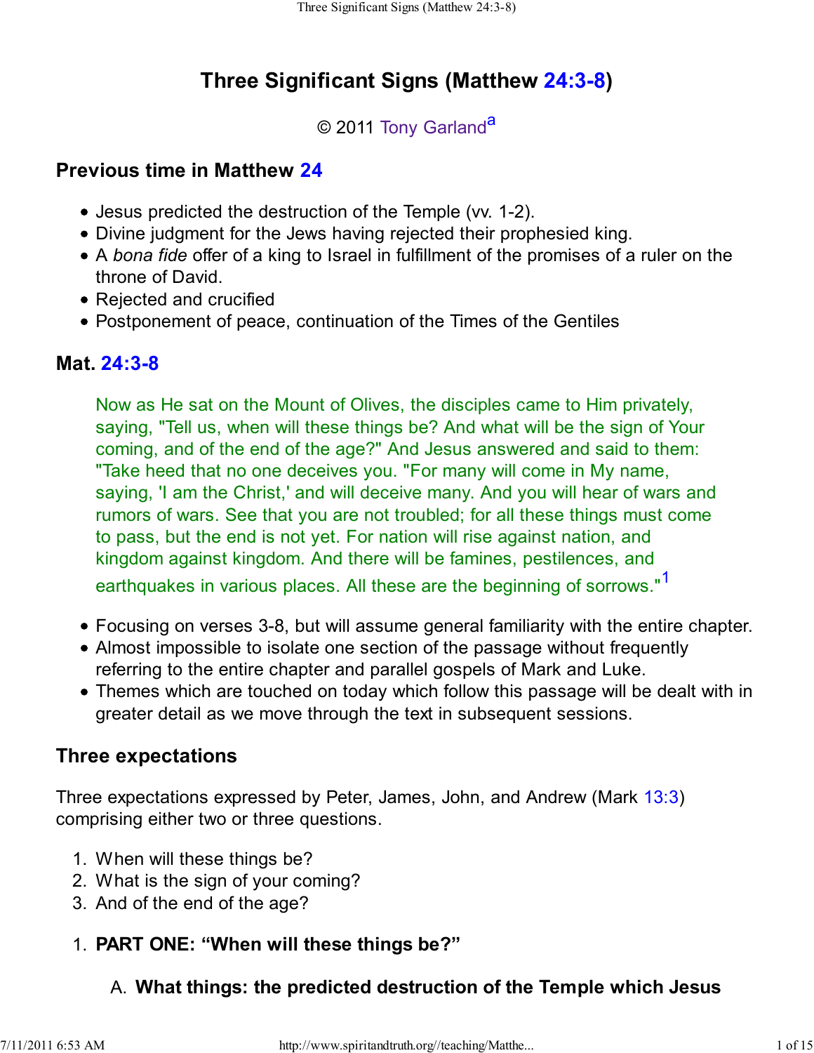# Three Significant Signs (Matthew 24:3-8)

© 2011 Tony Garland[a]

## Previous time in Matthew 24

- Jesus predicted the destruction of the Temple (vv. 1-2).
- Divine judgment for the Jews having rejected their prophesied king.
- A *bona fide* offer of a king to Israel in fulfillment of the promises of a ruler on the throne of David.
- Rejected and crucified
- Postponement of peace, continuation of the Times of the Gentiles

## Mat. 24:3-8

> Now as He sat on the Mount of Olives, the disciples came to Him privately, saying, "Tell us, when will these things be? And what will be the sign of Your coming, and of the end of the age?" And Jesus answered and said to them: "Take heed that no one deceives you. "For many will come in My name, saying, 'I am the Christ,' and will deceive many. And you will hear of wars and rumors of wars. See that you are not troubled; for all these things must come to pass, but the end is not yet. For nation will rise against nation, and kingdom against kingdom. And there will be famines, pestilences, and earthquakes in various places. All these are the beginning of sorrows."[1]

- Focusing on verses 3-8, but will assume general familiarity with the entire chapter.
- Almost impossible to isolate one section of the passage without frequently referring to the entire chapter and parallel gospels of Mark and Luke.
- Themes which are touched on today which follow this passage will be dealt with in greater detail as we move through the text in subsequent sessions.

## Three expectations

Three expectations expressed by Peter, James, John, and Andrew (Mark 13:3) comprising either two or three questions.

1. When will these things be?
2. What is the sign of your coming?
3. And of the end of the age?

1. **PART ONE: "When will these things be?"**

    A. **What things: the predicted destruction of the Temple which Jesus**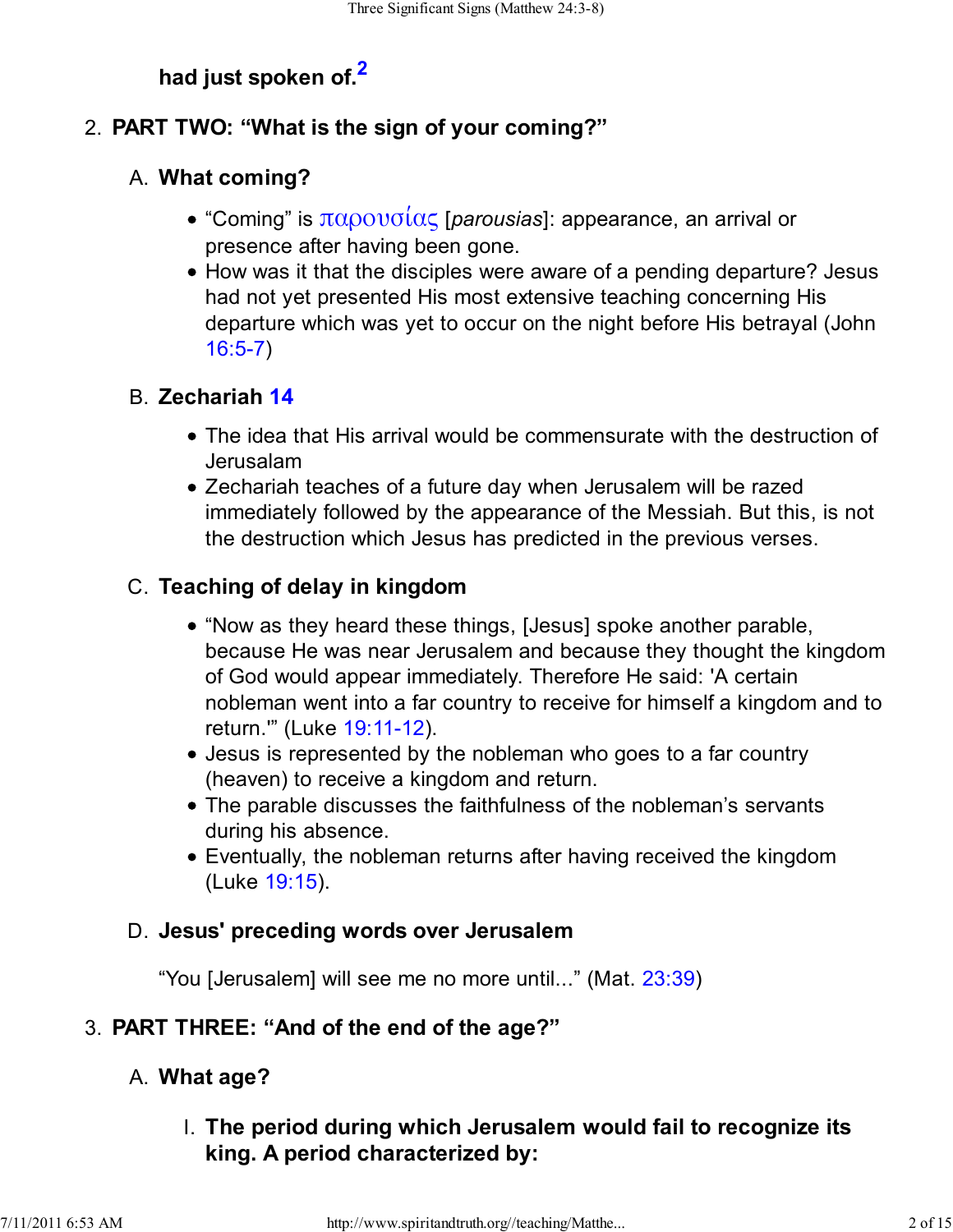**had just spoken of.**[2]

2. **PART TWO: "What is the sign of your coming?"**

   A. **What coming?**

   - "Coming" is παρουσίας [*parousias*]: appearance, an arrival or presence after having been gone.
   - How was it that the disciples were aware of a pending departure? Jesus had not yet presented His most extensive teaching concerning His departure which was yet to occur on the night before His betrayal (John 16:5-7)

   B. **Zechariah 14**

   - The idea that His arrival would be commensurate with the destruction of Jerusalam
   - Zechariah teaches of a future day when Jerusalem will be razed immediately followed by the appearance of the Messiah. But this, is not the destruction which Jesus has predicted in the previous verses.

   C. **Teaching of delay in kingdom**

   - "Now as they heard these things, [Jesus] spoke another parable, because He was near Jerusalem and because they thought the kingdom of God would appear immediately. Therefore He said: 'A certain nobleman went into a far country to receive for himself a kingdom and to return.'" (Luke 19:11-12).
   - Jesus is represented by the nobleman who goes to a far country (heaven) to receive a kingdom and return.
   - The parable discusses the faithfulness of the nobleman's servants during his absence.
   - Eventually, the nobleman returns after having received the kingdom (Luke 19:15).

   D. **Jesus' preceding words over Jerusalem**

   "You [Jerusalem] will see me no more until..." (Mat. 23:39)

3. **PART THREE: "And of the end of the age?"**

   A. **What age?**

      I. **The period during which Jerusalem would fail to recognize its king. A period characterized by:**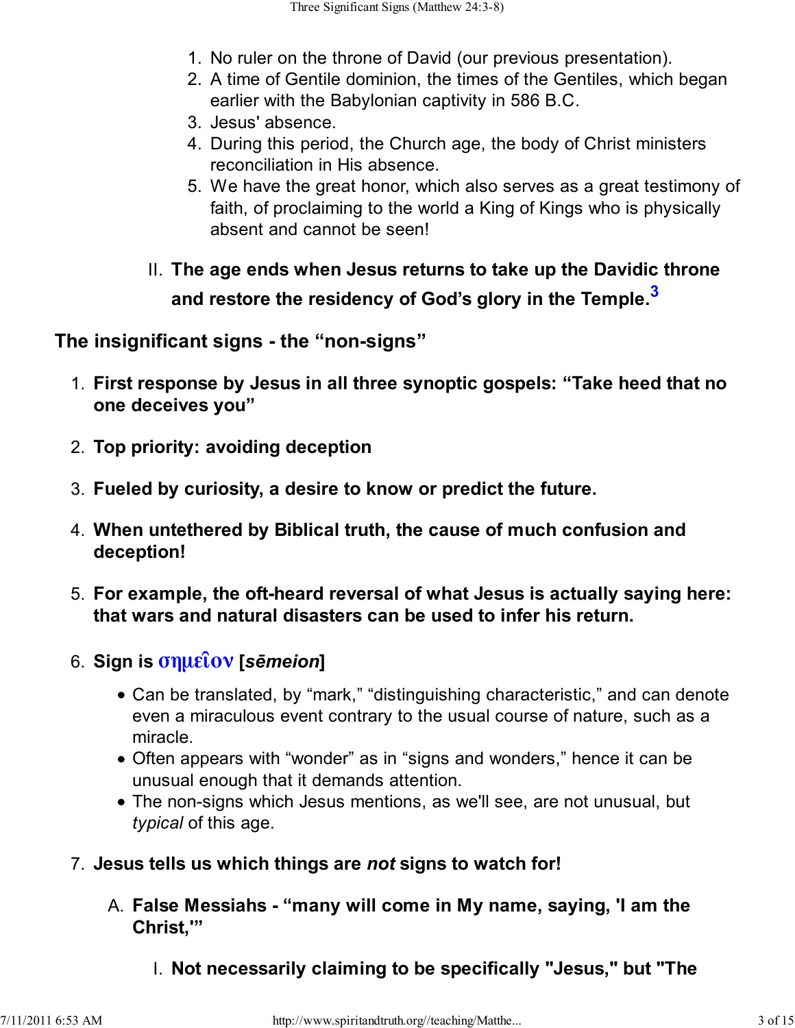1. No ruler on the throne of David (our previous presentation).
2. A time of Gentile dominion, the times of the Gentiles, which began earlier with the Babylonian captivity in 586 B.C.
3. Jesus' absence.
4. During this period, the Church age, the body of Christ ministers reconciliation in His absence.
5. We have the great honor, which also serves as a great testimony of faith, of proclaiming to the world a King of Kings who is physically absent and cannot be seen!

II. **The age ends when Jesus returns to take up the Davidic throne and restore the residency of God's glory in the Temple.**[3]

### The insignificant signs - the "non-signs"

1. **First response by Jesus in all three synoptic gospels: "Take heed that no one deceives you"**
2. **Top priority: avoiding deception**
3. **Fueled by curiosity, a desire to know or predict the future.**
4. **When untethered by Biblical truth, the cause of much confusion and deception!**
5. **For example, the oft-heard reversal of what Jesus is actually saying here: that wars and natural disasters can be used to infer his return.**
6. **Sign is σημεῖον [*sēmeion*]**
   - Can be translated, by "mark," "distinguishing characteristic," and can denote even a miraculous event contrary to the usual course of nature, such as a miracle.
   - Often appears with "wonder" as in "signs and wonders," hence it can be unusual enough that it demands attention.
   - The non-signs which Jesus mentions, as we'll see, are not unusual, but *typical* of this age.
7. **Jesus tells us which things are *not* signs to watch for!**

   A. **False Messiahs - "many will come in My name, saying, 'I am the Christ,'"**

      I. **Not necessarily claiming to be specifically "Jesus," but "The**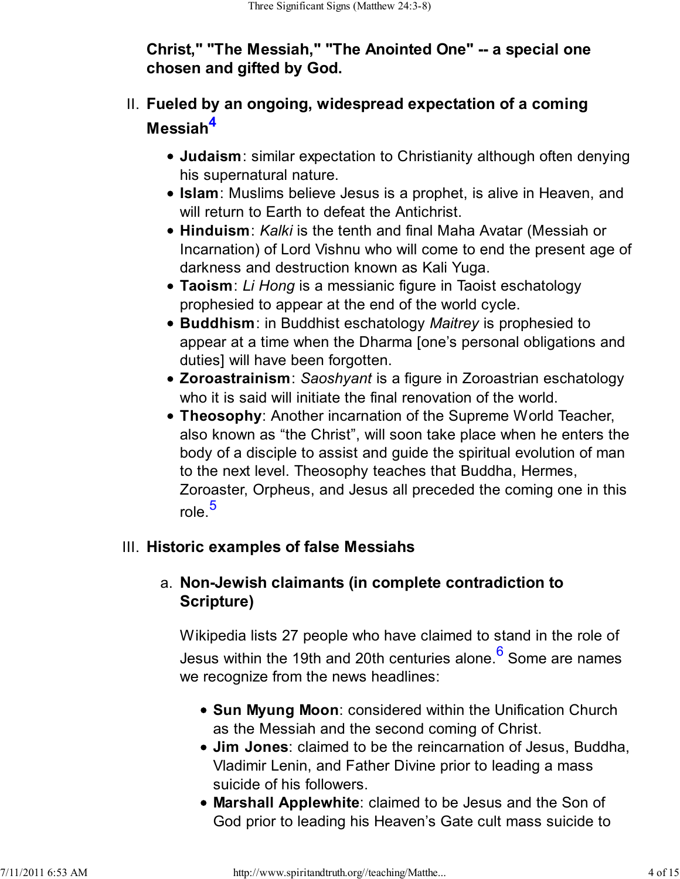**Christ," "The Messiah," "The Anointed One" -- a special one chosen and gifted by God.**

II. **Fueled by an ongoing, widespread expectation of a coming Messiah**[4]

- **Judaism**: similar expectation to Christianity although often denying his supernatural nature.
- **Islam**: Muslims believe Jesus is a prophet, is alive in Heaven, and will return to Earth to defeat the Antichrist.
- **Hinduism**: *Kalki* is the tenth and final Maha Avatar (Messiah or Incarnation) of Lord Vishnu who will come to end the present age of darkness and destruction known as Kali Yuga.
- **Taoism**: *Li Hong* is a messianic figure in Taoist eschatology prophesied to appear at the end of the world cycle.
- **Buddhism**: in Buddhist eschatology *Maitrey* is prophesied to appear at a time when the Dharma [one's personal obligations and duties] will have been forgotten.
- **Zoroastrainism**: *Saoshyant* is a figure in Zoroastrian eschatology who it is said will initiate the final renovation of the world.
- **Theosophy**: Another incarnation of the Supreme World Teacher, also known as "the Christ", will soon take place when he enters the body of a disciple to assist and guide the spiritual evolution of man to the next level. Theosophy teaches that Buddha, Hermes, Zoroaster, Orpheus, and Jesus all preceded the coming one in this role.[5]

III. **Historic examples of false Messiahs**

a. **Non-Jewish claimants (in complete contradiction to Scripture)**

Wikipedia lists 27 people who have claimed to stand in the role of Jesus within the 19th and 20th centuries alone.[6] Some are names we recognize from the news headlines:

- **Sun Myung Moon**: considered within the Unification Church as the Messiah and the second coming of Christ.
- **Jim Jones**: claimed to be the reincarnation of Jesus, Buddha, Vladimir Lenin, and Father Divine prior to leading a mass suicide of his followers.
- **Marshall Applewhite**: claimed to be Jesus and the Son of God prior to leading his Heaven's Gate cult mass suicide to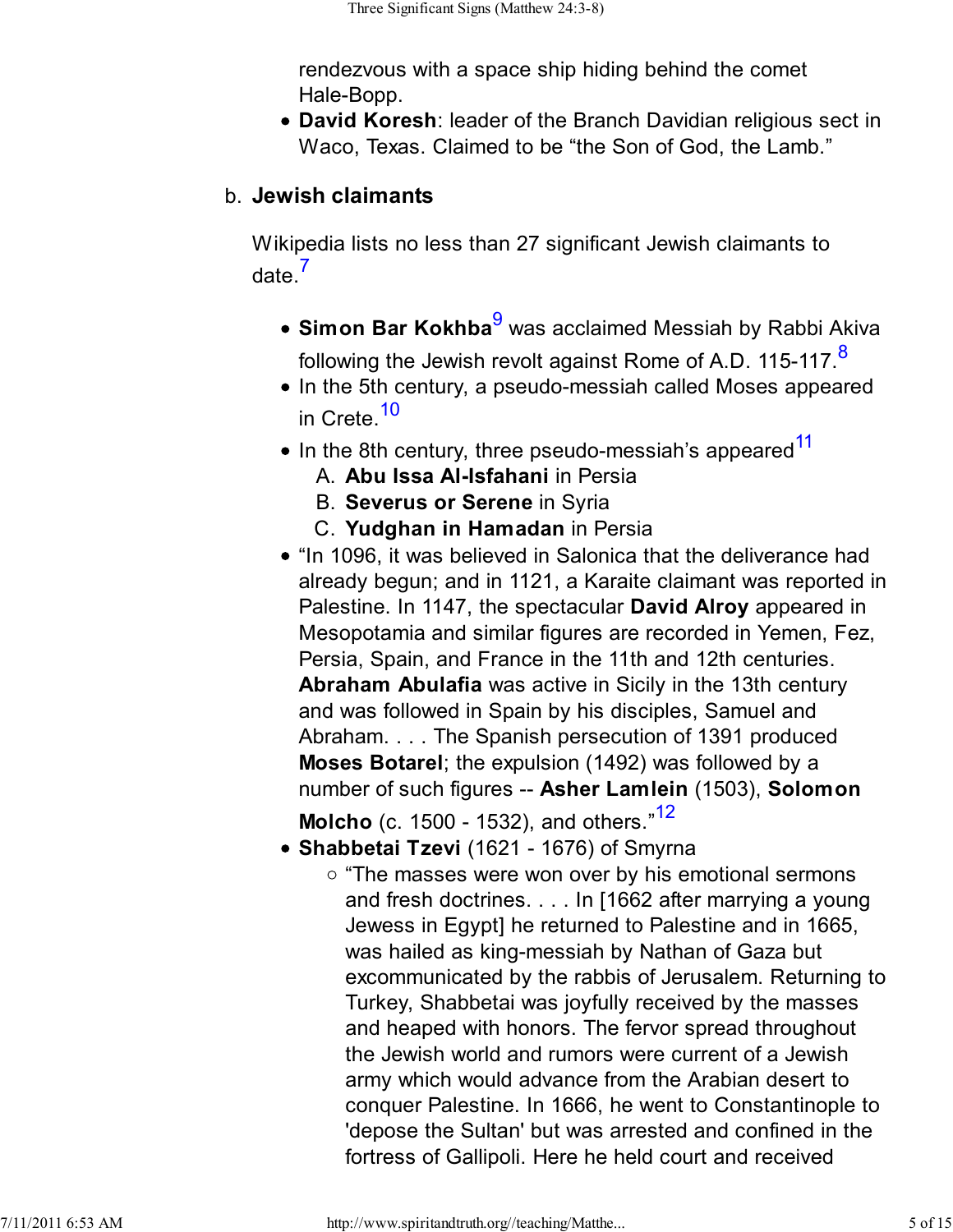rendezvous with a space ship hiding behind the comet Hale-Bopp.

- **David Koresh**: leader of the Branch Davidian religious sect in Waco, Texas. Claimed to be "the Son of God, the Lamb."

b. **Jewish claimants**

Wikipedia lists no less than 27 significant Jewish claimants to date.[7]

- **Simon Bar Kokhba**[9] was acclaimed Messiah by Rabbi Akiva following the Jewish revolt against Rome of A.D. 115-117.[8]
- In the 5th century, a pseudo-messiah called Moses appeared in Crete.[10]
- In the 8th century, three pseudo-messiah's appeared[11]
  A. **Abu Issa Al-Isfahani** in Persia
  B. **Severus or Serene** in Syria
  C. **Yudghan in Hamadan** in Persia
- "In 1096, it was believed in Salonica that the deliverance had already begun; and in 1121, a Karaite claimant was reported in Palestine. In 1147, the spectacular **David Alroy** appeared in Mesopotamia and similar figures are recorded in Yemen, Fez, Persia, Spain, and France in the 11th and 12th centuries. **Abraham Abulafia** was active in Sicily in the 13th century and was followed in Spain by his disciples, Samuel and Abraham. . . . The Spanish persecution of 1391 produced **Moses Botarel**; the expulsion (1492) was followed by a number of such figures -- **Asher Lamlein** (1503), **Solomon Molcho** (c. 1500 - 1532), and others."[12]
- **Shabbetai Tzevi** (1621 - 1676) of Smyrna
  - "The masses were won over by his emotional sermons and fresh doctrines. . . . In [1662 after marrying a young Jewess in Egypt] he returned to Palestine and in 1665, was hailed as king-messiah by Nathan of Gaza but excommunicated by the rabbis of Jerusalem. Returning to Turkey, Shabbetai was joyfully received by the masses and heaped with honors. The fervor spread throughout the Jewish world and rumors were current of a Jewish army which would advance from the Arabian desert to conquer Palestine. In 1666, he went to Constantinople to 'depose the Sultan' but was arrested and confined in the fortress of Gallipoli. Here he held court and received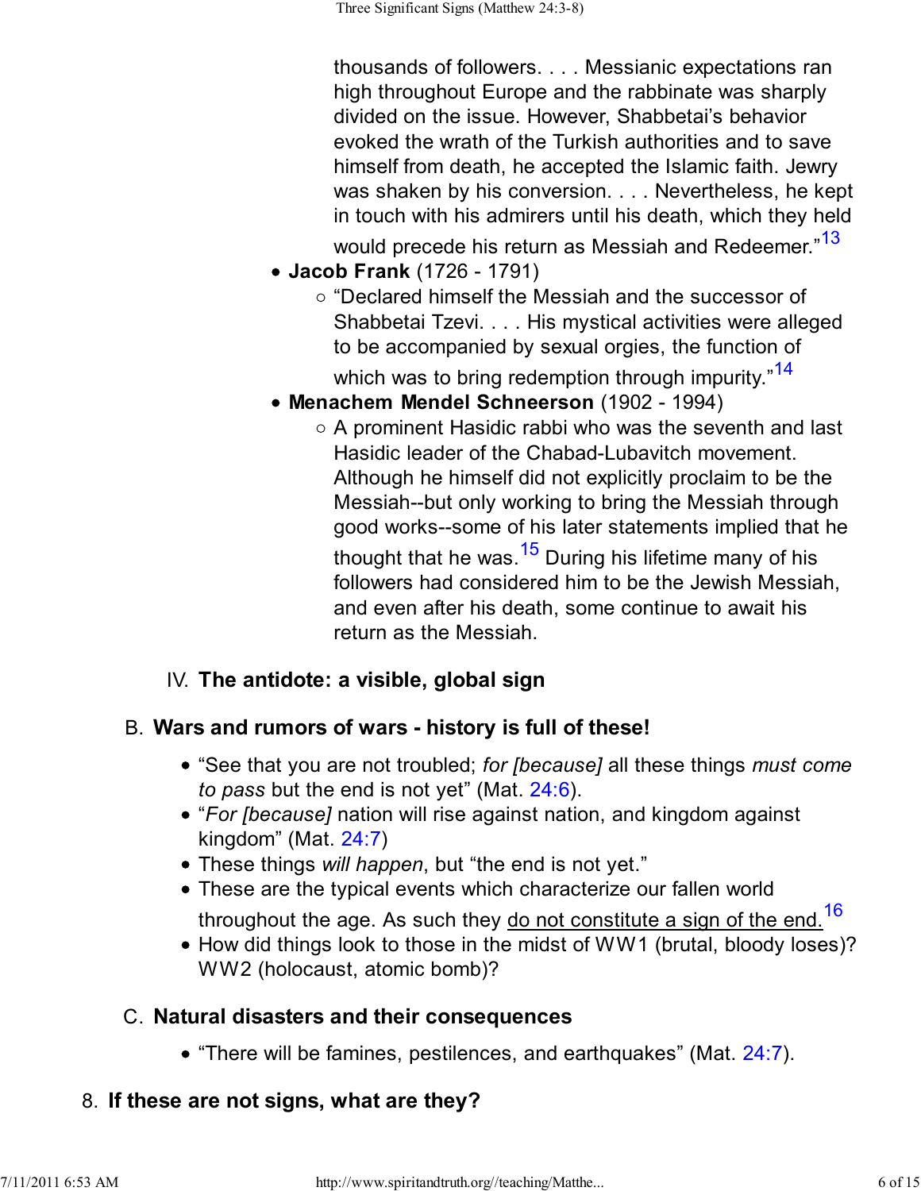thousands of followers. . . . Messianic expectations ran high throughout Europe and the rabbinate was sharply divided on the issue. However, Shabbetai's behavior evoked the wrath of the Turkish authorities and to save himself from death, he accepted the Islamic faith. Jewry was shaken by his conversion. . . . Nevertheless, he kept in touch with his admirers until his death, which they held would precede his return as Messiah and Redeemer."[13]

- **Jacob Frank** (1726 - 1791)
  - "Declared himself the Messiah and the successor of Shabbetai Tzevi. . . . His mystical activities were alleged to be accompanied by sexual orgies, the function of which was to bring redemption through impurity."[14]
- **Menachem Mendel Schneerson** (1902 - 1994)
  - A prominent Hasidic rabbi who was the seventh and last Hasidic leader of the Chabad-Lubavitch movement. Although he himself did not explicitly proclaim to be the Messiah--but only working to bring the Messiah through good works--some of his later statements implied that he thought that he was.[15] During his lifetime many of his followers had considered him to be the Jewish Messiah, and even after his death, some continue to await his return as the Messiah.

IV. **The antidote: a visible, global sign**

B. **Wars and rumors of wars - history is full of these!**

- "See that you are not troubled; *for [because]* all these things *must come to pass* but the end is not yet" (Mat. 24:6).
- "*For [because]* nation will rise against nation, and kingdom against kingdom" (Mat. 24:7)
- These things *will happen*, but "the end is not yet."
- These are the typical events which characterize our fallen world throughout the age. As such they do not constitute a sign of the end.[16]
- How did things look to those in the midst of WW1 (brutal, bloody loses)? WW2 (holocaust, atomic bomb)?

C. **Natural disasters and their consequences**

- "There will be famines, pestilences, and earthquakes" (Mat. 24:7).

8. **If these are not signs, what are they?**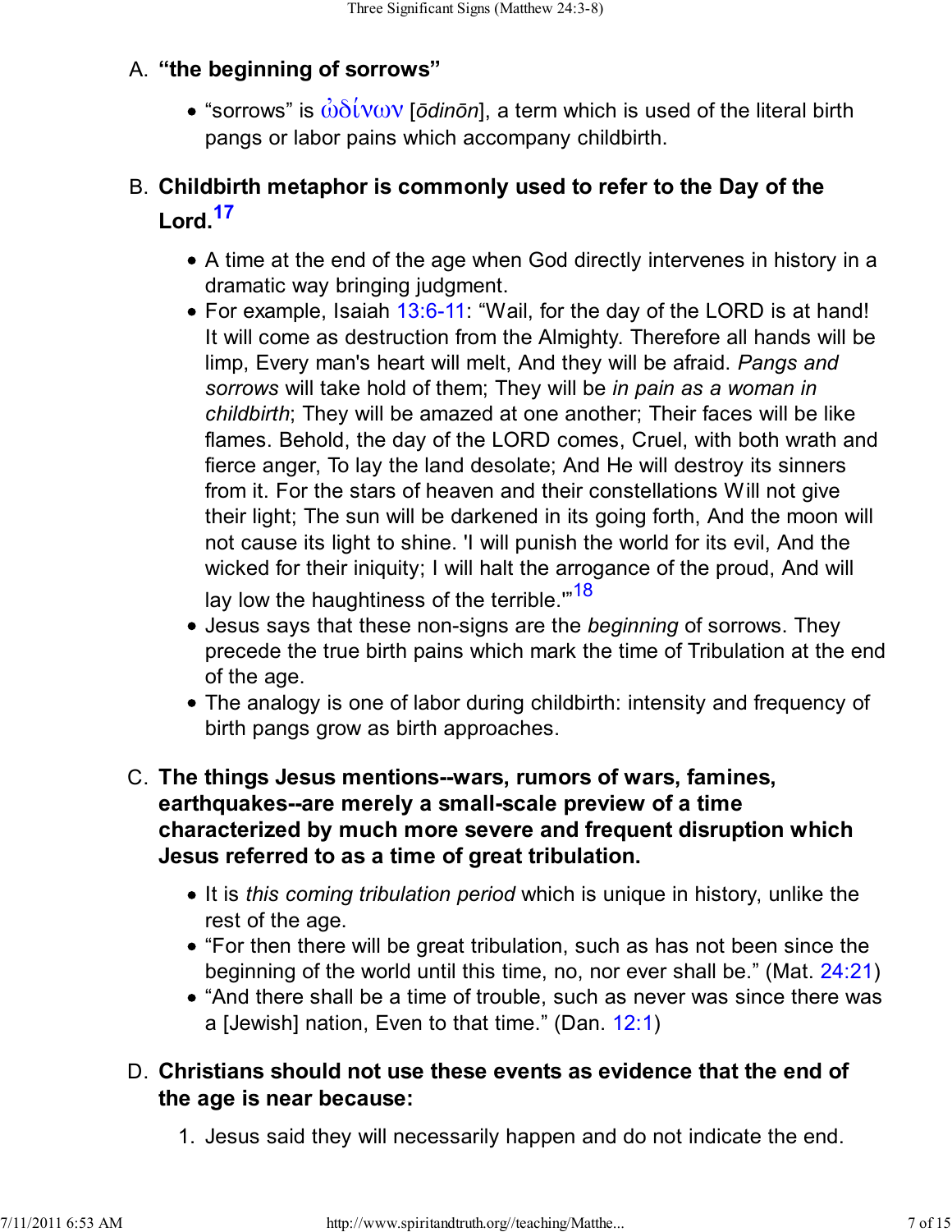A. **“the beginning of sorrows”**

- “sorrows” is ὠδίνων [*ōdinōn*], a term which is used of the literal birth pangs or labor pains which accompany childbirth.

B. **Childbirth metaphor is commonly used to refer to the Day of the Lord.**[17]

- A time at the end of the age when God directly intervenes in history in a dramatic way bringing judgment.
- For example, Isaiah 13:6-11: “Wail, for the day of the LORD is at hand! It will come as destruction from the Almighty. Therefore all hands will be limp, Every man's heart will melt, And they will be afraid. *Pangs and sorrows* will take hold of them; They will be *in pain as a woman in childbirth*; They will be amazed at one another; Their faces will be like flames. Behold, the day of the LORD comes, Cruel, with both wrath and fierce anger, To lay the land desolate; And He will destroy its sinners from it. For the stars of heaven and their constellations Will not give their light; The sun will be darkened in its going forth, And the moon will not cause its light to shine. 'I will punish the world for its evil, And the wicked for their iniquity; I will halt the arrogance of the proud, And will lay low the haughtiness of the terrible.'”[18]
- Jesus says that these non-signs are the *beginning* of sorrows. They precede the true birth pains which mark the time of Tribulation at the end of the age.
- The analogy is one of labor during childbirth: intensity and frequency of birth pangs grow as birth approaches.

C. **The things Jesus mentions--wars, rumors of wars, famines, earthquakes--are merely a small-scale preview of a time characterized by much more severe and frequent disruption which Jesus referred to as a time of great tribulation.**

- It is *this coming tribulation period* which is unique in history, unlike the rest of the age.
- “For then there will be great tribulation, such as has not been since the beginning of the world until this time, no, nor ever shall be.” (Mat. 24:21)
- “And there shall be a time of trouble, such as never was since there was a [Jewish] nation, Even to that time.” (Dan. 12:1)

D. **Christians should not use these events as evidence that the end of the age is near because:**

1. Jesus said they will necessarily happen and do not indicate the end.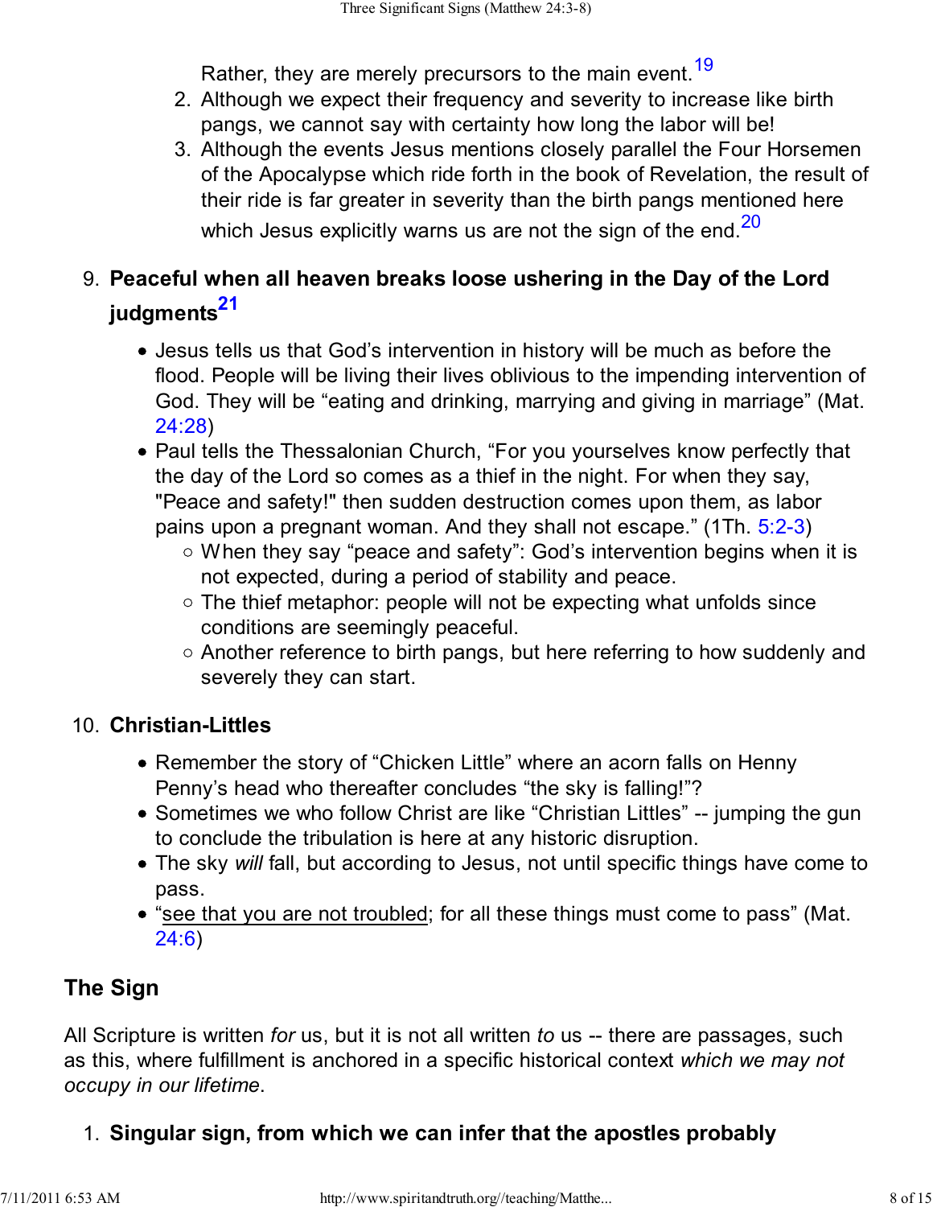Rather, they are merely precursors to the main event.[19]

2. Although we expect their frequency and severity to increase like birth pangs, we cannot say with certainty how long the labor will be!
3. Although the events Jesus mentions closely parallel the Four Horsemen of the Apocalypse which ride forth in the book of Revelation, the result of their ride is far greater in severity than the birth pangs mentioned here which Jesus explicitly warns us are not the sign of the end.[20]

9. **Peaceful when all heaven breaks loose ushering in the Day of the Lord judgments[21]**
   - Jesus tells us that God's intervention in history will be much as before the flood. People will be living their lives oblivious to the impending intervention of God. They will be "eating and drinking, marrying and giving in marriage" (Mat. 24:28)
   - Paul tells the Thessalonian Church, "For you yourselves know perfectly that the day of the Lord so comes as a thief in the night. For when they say, "Peace and safety!" then sudden destruction comes upon them, as labor pains upon a pregnant woman. And they shall not escape." (1Th. 5:2-3)
     - When they say "peace and safety": God's intervention begins when it is not expected, during a period of stability and peace.
     - The thief metaphor: people will not be expecting what unfolds since conditions are seemingly peaceful.
     - Another reference to birth pangs, but here referring to how suddenly and severely they can start.

10. **Christian-Littles**
    - Remember the story of "Chicken Little" where an acorn falls on Henny Penny's head who thereafter concludes "the sky is falling!"?
    - Sometimes we who follow Christ are like "Christian Littles" -- jumping the gun to conclude the tribulation is here at any historic disruption.
    - The sky *will* fall, but according to Jesus, not until specific things have come to pass.
    - "see that you are not troubled; for all these things must come to pass" (Mat. 24:6)

## The Sign

All Scripture is written *for* us, but it is not all written *to* us -- there are passages, such as this, where fulfillment is anchored in a specific historical context *which we may not occupy in our lifetime*.

1. **Singular sign, from which we can infer that the apostles probably**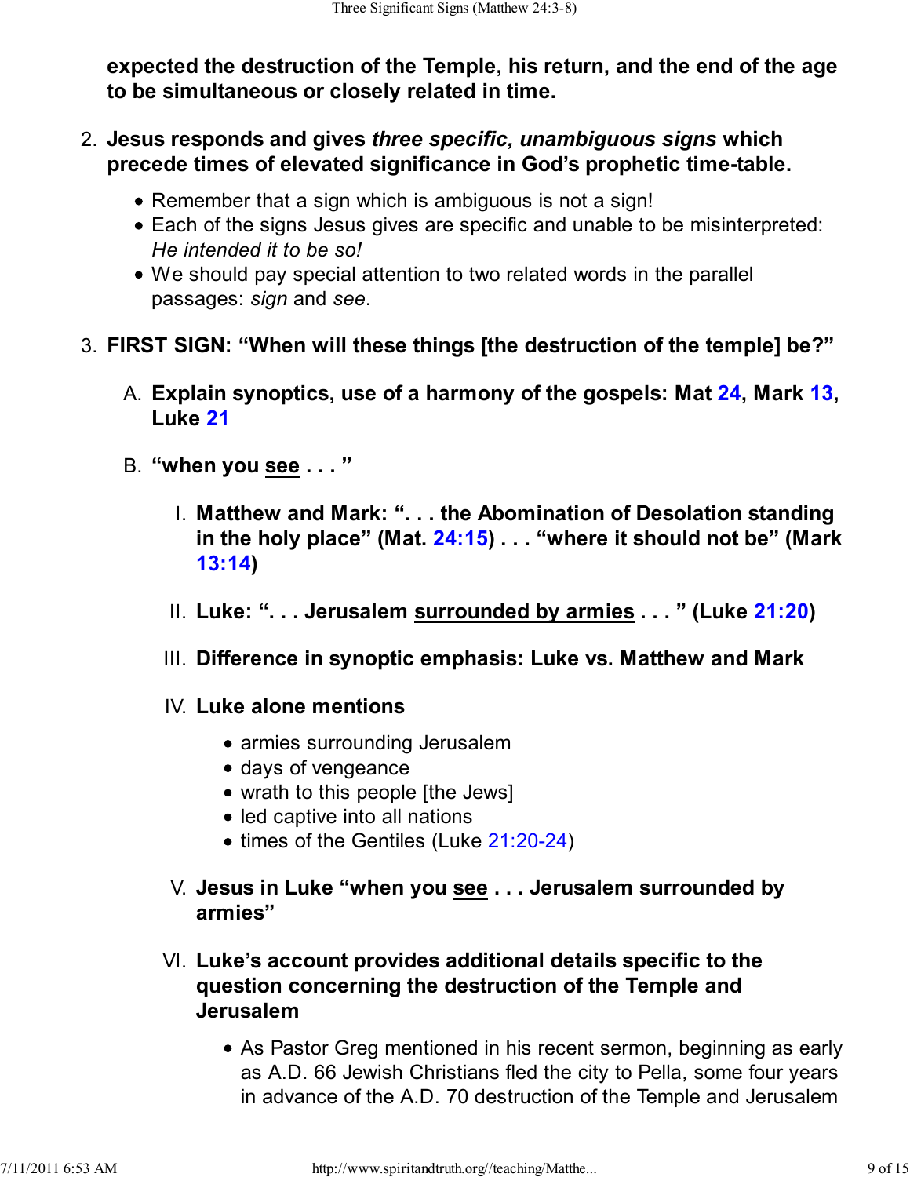**expected the destruction of the Temple, his return, and the end of the age to be simultaneous or closely related in time.**

2. **Jesus responds and gives *three specific, unambiguous signs* which precede times of elevated significance in God's prophetic time-table.**
    - Remember that a sign which is ambiguous is not a sign!
    - Each of the signs Jesus gives are specific and unable to be misinterpreted: *He intended it to be so!*
    - We should pay special attention to two related words in the parallel passages: *sign* and *see*.

3. **FIRST SIGN: "When will these things [the destruction of the temple] be?"**

    A. **Explain synoptics, use of a harmony of the gospels: Mat 24, Mark 13, Luke 21**

    B. **"when you <u>see</u> . . . "**

    I. **Matthew and Mark: ". . . the Abomination of Desolation standing in the holy place" (Mat. 24:15) . . . "where it should not be" (Mark 13:14)**

    II. **Luke: ". . . Jerusalem <u>surrounded by armies</u> . . . " (Luke 21:20)**

    III. **Difference in synoptic emphasis: Luke vs. Matthew and Mark**

    IV. **Luke alone mentions**
    - armies surrounding Jerusalem
    - days of vengeance
    - wrath to this people [the Jews]
    - led captive into all nations
    - times of the Gentiles (Luke 21:20-24)

    V. **Jesus in Luke "when you <u>see</u> . . . Jerusalem surrounded by armies"**

    VI. **Luke's account provides additional details specific to the question concerning the destruction of the Temple and Jerusalem**
    - As Pastor Greg mentioned in his recent sermon, beginning as early as A.D. 66 Jewish Christians fled the city to Pella, some four years in advance of the A.D. 70 destruction of the Temple and Jerusalem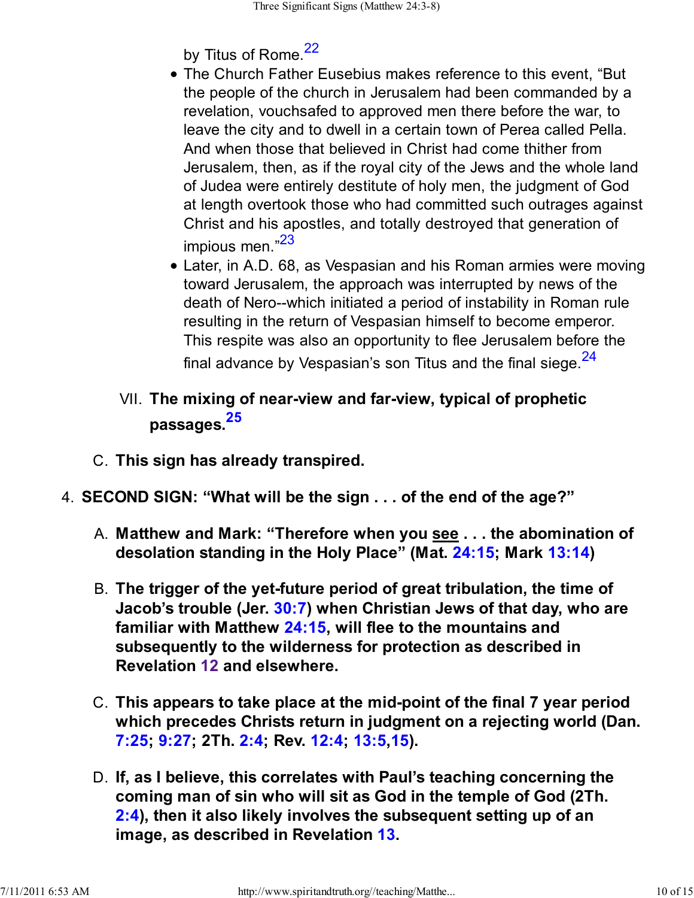by Titus of Rome.[22]

- The Church Father Eusebius makes reference to this event, “But the people of the church in Jerusalem had been commanded by a revelation, vouchsafed to approved men there before the war, to leave the city and to dwell in a certain town of Perea called Pella. And when those that believed in Christ had come thither from Jerusalem, then, as if the royal city of the Jews and the whole land of Judea were entirely destitute of holy men, the judgment of God at length overtook those who had committed such outrages against Christ and his apostles, and totally destroyed that generation of impious men.”[23]
- Later, in A.D. 68, as Vespasian and his Roman armies were moving toward Jerusalem, the approach was interrupted by news of the death of Nero--which initiated a period of instability in Roman rule resulting in the return of Vespasian himself to become emperor. This respite was also an opportunity to flee Jerusalem before the final advance by Vespasian’s son Titus and the final siege.[24]

VII. **The mixing of near-view and far-view, typical of prophetic passages.[25]**

C. **This sign has already transpired.**

4. **SECOND SIGN: “What will be the sign . . . of the end of the age?”**

A. **Matthew and Mark: “Therefore when you <u>see</u> . . . the abomination of desolation standing in the Holy Place” (Mat. 24:15; Mark 13:14)**

B. **The trigger of the yet-future period of great tribulation, the time of Jacob’s trouble (Jer. 30:7) when Christian Jews of that day, who are familiar with Matthew 24:15, will flee to the mountains and subsequently to the wilderness for protection as described in Revelation 12 and elsewhere.**

C. **This appears to take place at the mid-point of the final 7 year period which precedes Christs return in judgment on a rejecting world (Dan. 7:25; 9:27; 2Th. 2:4; Rev. 12:4; 13:5,15).**

D. **If, as I believe, this correlates with Paul’s teaching concerning the coming man of sin who will sit as God in the temple of God (2Th. 2:4), then it also likely involves the subsequent setting up of an image, as described in Revelation 13.**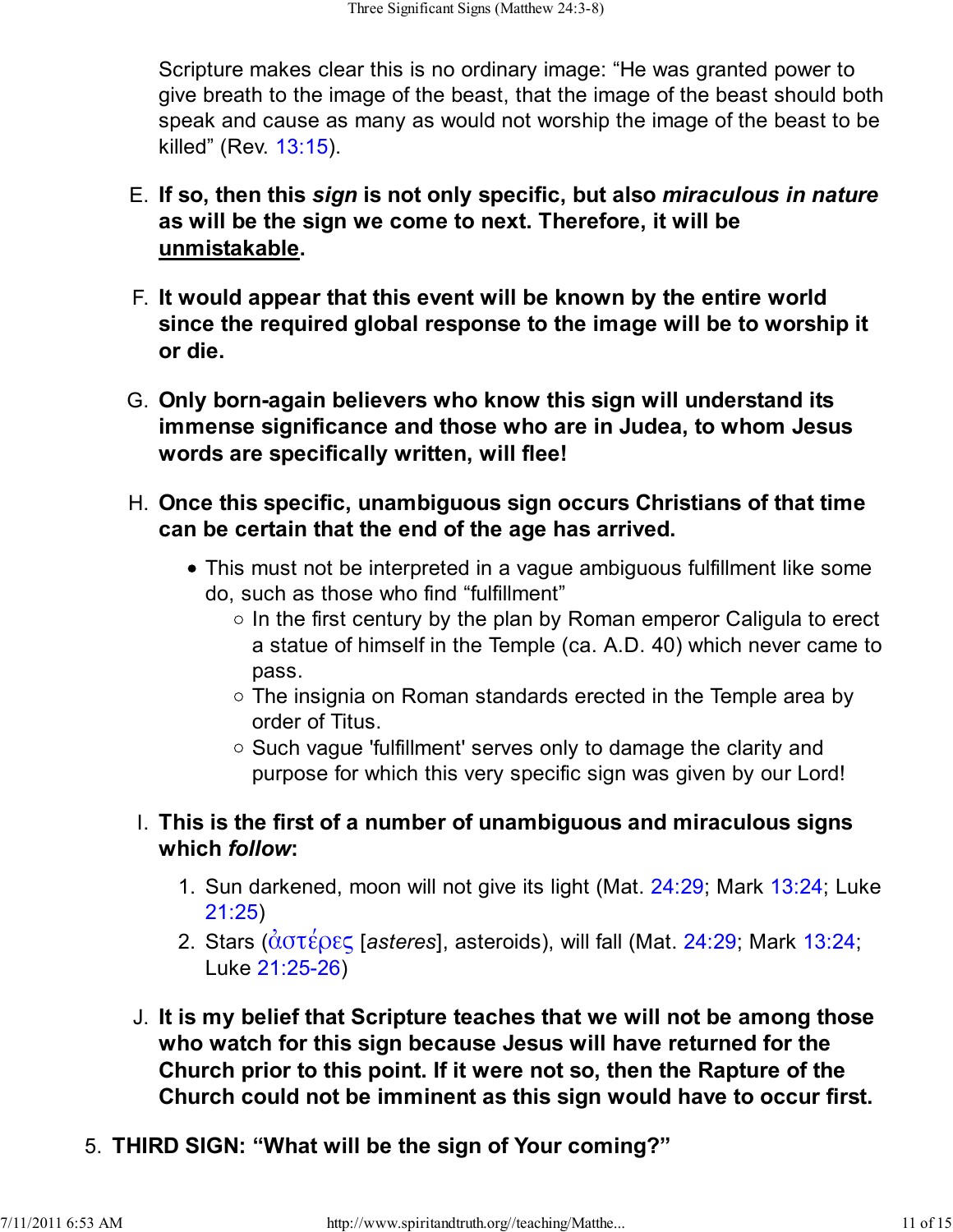Scripture makes clear this is no ordinary image: "He was granted power to give breath to the image of the beast, that the image of the beast should both speak and cause as many as would not worship the image of the beast to be killed" (Rev. 13:15).

E. **If so, then this *sign* is not only specific, but also *miraculous in nature* as will be the sign we come to next. Therefore, it will be <u>unmistakable</u>.**

F. **It would appear that this event will be known by the entire world since the required global response to the image will be to worship it or die.**

G. **Only born-again believers who know this sign will understand its immense significance and those who are in Judea, to whom Jesus words are specifically written, will flee!**

H. **Once this specific, unambiguous sign occurs Christians of that time can be certain that the end of the age has arrived.**

- This must not be interpreted in a vague ambiguous fulfillment like some do, such as those who find "fulfillment"
    - In the first century by the plan by Roman emperor Caligula to erect a statue of himself in the Temple (ca. A.D. 40) which never came to pass.
    - The insignia on Roman standards erected in the Temple area by order of Titus.
    - Such vague 'fulfillment' serves only to damage the clarity and purpose for which this very specific sign was given by our Lord!

I. **This is the first of a number of unambiguous and miraculous signs which *follow*:**

1. Sun darkened, moon will not give its light (Mat. 24:29; Mark 13:24; Luke 21:25)
2. Stars (ἀστέρες [*asteres*], asteroids), will fall (Mat. 24:29; Mark 13:24; Luke 21:25-26)

J. **It is my belief that Scripture teaches that we will not be among those who watch for this sign because Jesus will have returned for the Church prior to this point. If it were not so, then the Rapture of the Church could not be imminent as this sign would have to occur first.**

5. **THIRD SIGN: "What will be the sign of Your coming?"**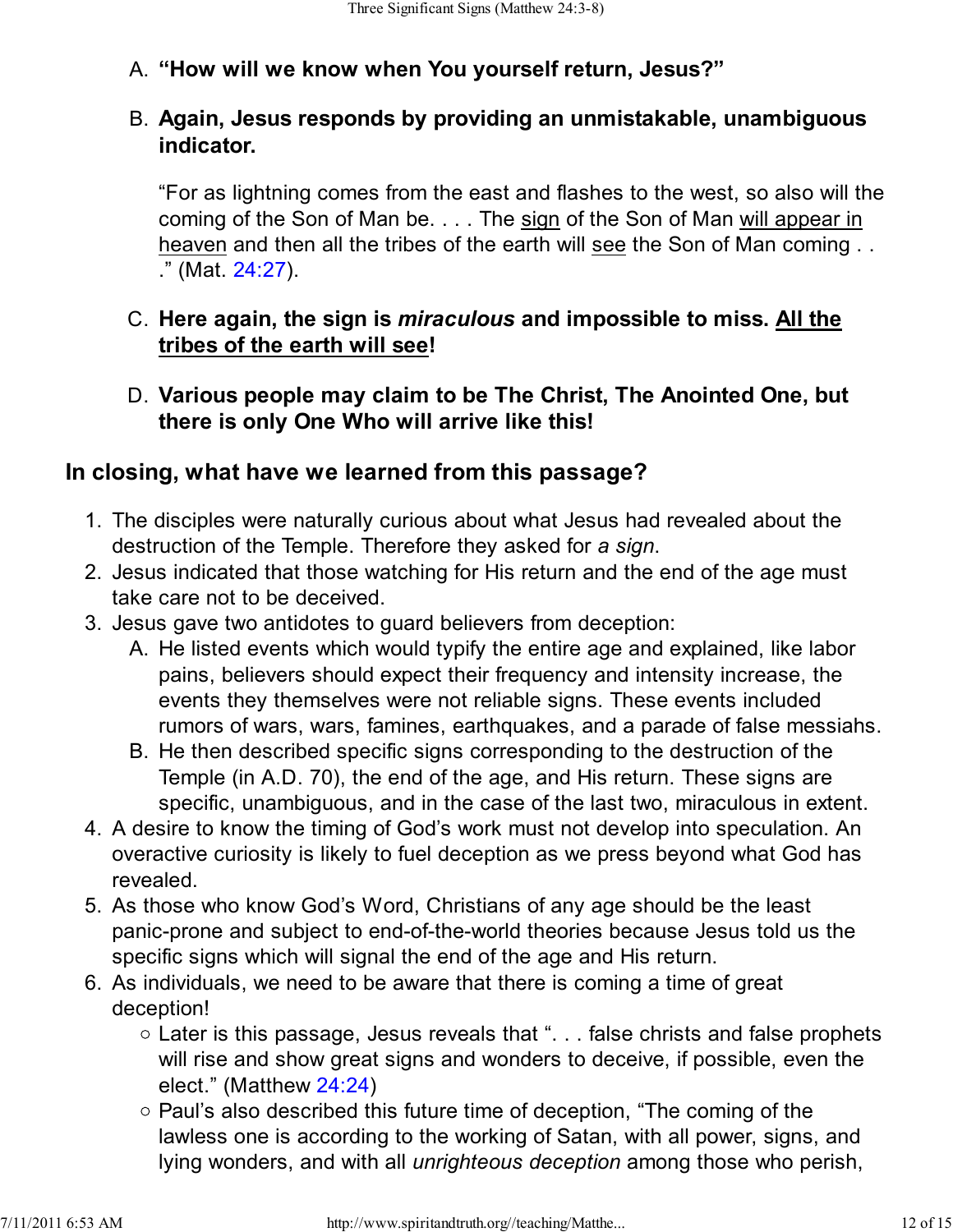A. **"How will we know when You yourself return, Jesus?"**

B. **Again, Jesus responds by providing an unmistakable, unambiguous indicator.**

"For as lightning comes from the east and flashes to the west, so also will the coming of the Son of Man be. . . . The sign of the Son of Man will appear in heaven and then all the tribes of the earth will see the Son of Man coming . . ." (Mat. 24:27).

C. **Here again, the sign is *miraculous* and impossible to miss. All the tribes of the earth will see!**

D. **Various people may claim to be The Christ, The Anointed One, but there is only One Who will arrive like this!**

## In closing, what have we learned from this passage?

1. The disciples were naturally curious about what Jesus had revealed about the destruction of the Temple. Therefore they asked for *a sign*.
2. Jesus indicated that those watching for His return and the end of the age must take care not to be deceived.
3. Jesus gave two antidotes to guard believers from deception:
   A. He listed events which would typify the entire age and explained, like labor pains, believers should expect their frequency and intensity increase, the events they themselves were not reliable signs. These events included rumors of wars, wars, famines, earthquakes, and a parade of false messiahs.
   B. He then described specific signs corresponding to the destruction of the Temple (in A.D. 70), the end of the age, and His return. These signs are specific, unambiguous, and in the case of the last two, miraculous in extent.
4. A desire to know the timing of God's work must not develop into speculation. An overactive curiosity is likely to fuel deception as we press beyond what God has revealed.
5. As those who know God's Word, Christians of any age should be the least panic-prone and subject to end-of-the-world theories because Jesus told us the specific signs which will signal the end of the age and His return.
6. As individuals, we need to be aware that there is coming a time of great deception!
   - Later is this passage, Jesus reveals that ". . . false christs and false prophets will rise and show great signs and wonders to deceive, if possible, even the elect." (Matthew 24:24)
   - Paul's also described this future time of deception, "The coming of the lawless one is according to the working of Satan, with all power, signs, and lying wonders, and with all *unrighteous deception* among those who perish,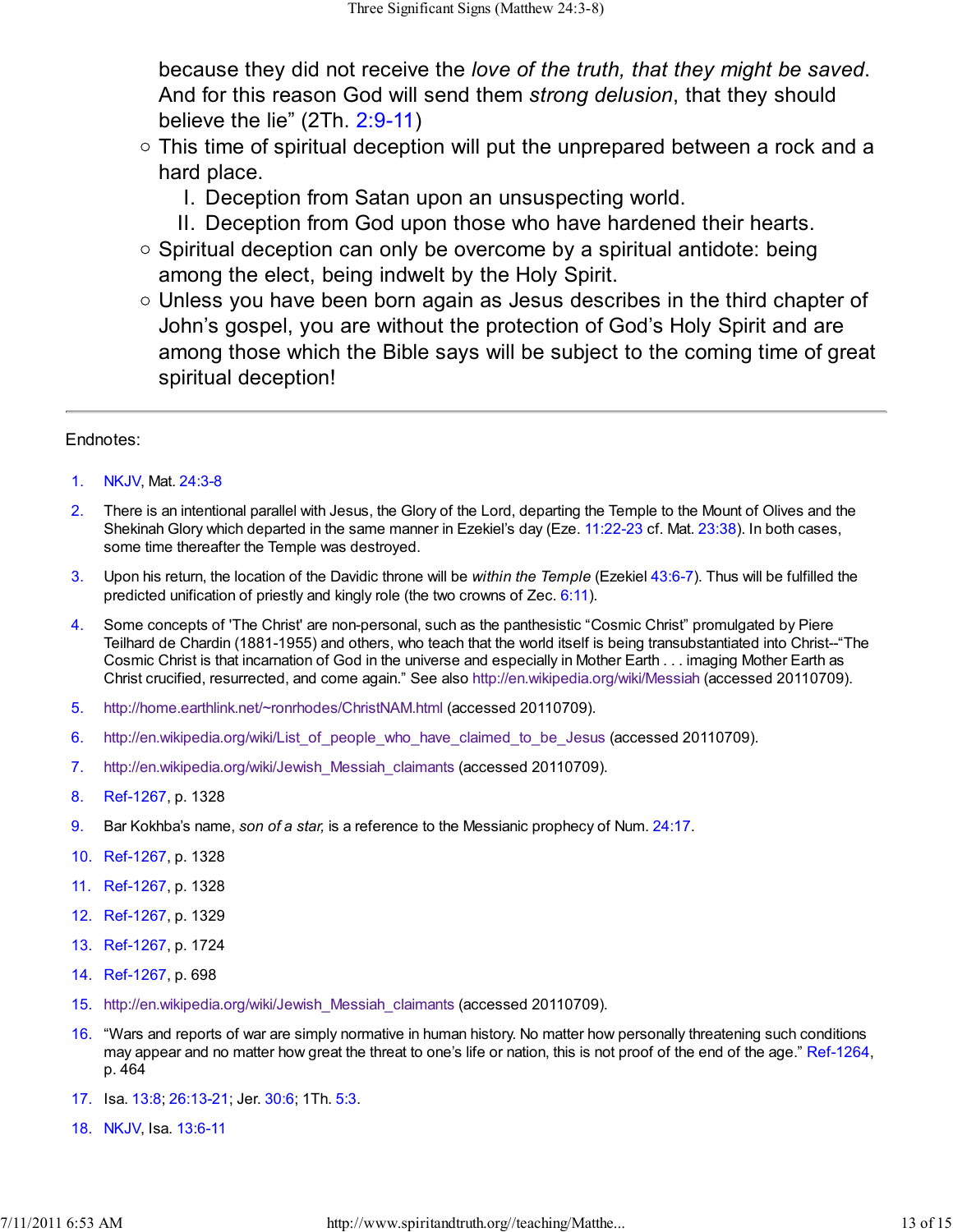because they did not receive the *love of the truth, that they might be saved*. And for this reason God will send them *strong delusion*, that they should believe the lie" (2Th. 2:9-11)

- This time of spiritual deception will put the unprepared between a rock and a hard place.
  - I. Deception from Satan upon an unsuspecting world.
  - II. Deception from God upon those who have hardened their hearts.
- Spiritual deception can only be overcome by a spiritual antidote: being among the elect, being indwelt by the Holy Spirit.
- Unless you have been born again as Jesus describes in the third chapter of John's gospel, you are without the protection of God's Holy Spirit and are among those which the Bible says will be subject to the coming time of great spiritual deception!

---

Endnotes:

1. NKJV, Mat. 24:3-8
2. There is an intentional parallel with Jesus, the Glory of the Lord, departing the Temple to the Mount of Olives and the Shekinah Glory which departed in the same manner in Ezekiel's day (Eze. 11:22-23 cf. Mat. 23:38). In both cases, some time thereafter the Temple was destroyed.
3. Upon his return, the location of the Davidic throne will be *within the Temple* (Ezekiel 43:6-7). Thus will be fulfilled the predicted unification of priestly and kingly role (the two crowns of Zec. 6:11).
4. Some concepts of 'The Christ' are non-personal, such as the panthesistic "Cosmic Christ" promulgated by Piere Teilhard de Chardin (1881-1955) and others, who teach that the world itself is being transubstantiated into Christ--"The Cosmic Christ is that incarnation of God in the universe and especially in Mother Earth . . . imaging Mother Earth as Christ crucified, resurrected, and come again." See also http://en.wikipedia.org/wiki/Messiah (accessed 20110709).
5. http://home.earthlink.net/~ronrhodes/ChristNAM.html (accessed 20110709).
6. http://en.wikipedia.org/wiki/List_of_people_who_have_claimed_to_be_Jesus (accessed 20110709).
7. http://en.wikipedia.org/wiki/Jewish_Messiah_claimants (accessed 20110709).
8. Ref-1267, p. 1328
9. Bar Kokhba's name, *son of a star,* is a reference to the Messianic prophecy of Num. 24:17.
10. Ref-1267, p. 1328
11. Ref-1267, p. 1328
12. Ref-1267, p. 1329
13. Ref-1267, p. 1724
14. Ref-1267, p. 698
15. http://en.wikipedia.org/wiki/Jewish_Messiah_claimants (accessed 20110709).
16. "Wars and reports of war are simply normative in human history. No matter how personally threatening such conditions may appear and no matter how great the threat to one's life or nation, this is not proof of the end of the age." Ref-1264, p. 464
17. Isa. 13:8; 26:13-21; Jer. 30:6; 1Th. 5:3.
18. NKJV, Isa. 13:6-11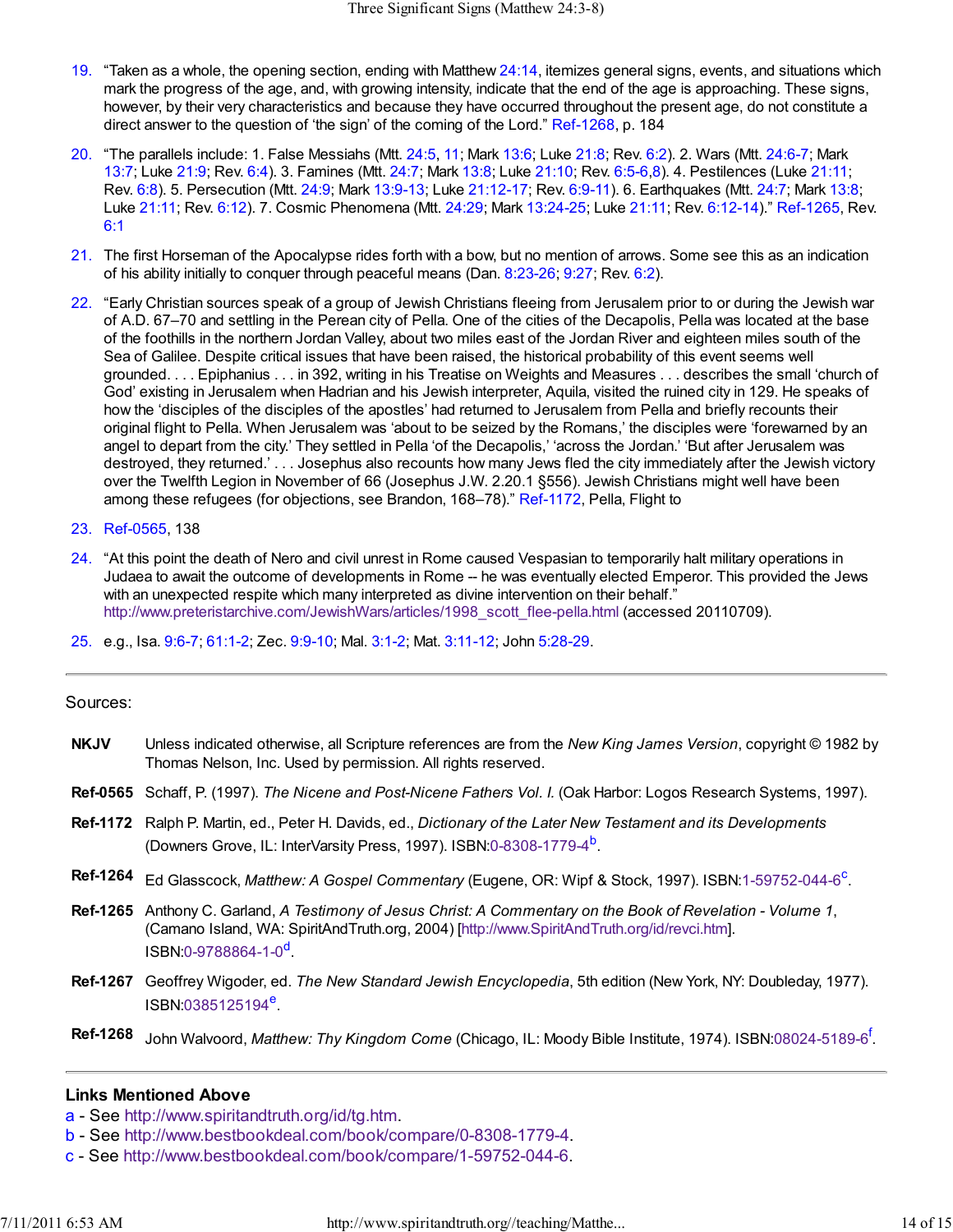19. "Taken as a whole, the opening section, ending with Matthew 24:14, itemizes general signs, events, and situations which mark the progress of the age, and, with growing intensity, indicate that the end of the age is approaching. These signs, however, by their very characteristics and because they have occurred throughout the present age, do not constitute a direct answer to the question of 'the sign' of the coming of the Lord." Ref-1268, p. 184

20. "The parallels include: 1. False Messiahs (Mtt. 24:5, 11; Mark 13:6; Luke 21:8; Rev. 6:2). 2. Wars (Mtt. 24:6-7; Mark 13:7; Luke 21:9; Rev. 6:4). 3. Famines (Mtt. 24:7; Mark 13:8; Luke 21:10; Rev. 6:5-6,8). 4. Pestilences (Luke 21:11; Rev. 6:8). 5. Persecution (Mtt. 24:9; Mark 13:9-13; Luke 21:12-17; Rev. 6:9-11). 6. Earthquakes (Mtt. 24:7; Mark 13:8; Luke 21:11; Rev. 6:12). 7. Cosmic Phenomena (Mtt. 24:29; Mark 13:24-25; Luke 21:11; Rev. 6:12-14)." Ref-1265, Rev. 6:1

21. The first Horseman of the Apocalypse rides forth with a bow, but no mention of arrows. Some see this as an indication of his ability initially to conquer through peaceful means (Dan. 8:23-26; 9:27; Rev. 6:2).

22. "Early Christian sources speak of a group of Jewish Christians fleeing from Jerusalem prior to or during the Jewish war of A.D. 67–70 and settling in the Perean city of Pella. One of the cities of the Decapolis, Pella was located at the base of the foothills in the northern Jordan Valley, about two miles east of the Jordan River and eighteen miles south of the Sea of Galilee. Despite critical issues that have been raised, the historical probability of this event seems well grounded. . . . Epiphanius . . . in 392, writing in his Treatise on Weights and Measures . . . describes the small 'church of God' existing in Jerusalem when Hadrian and his Jewish interpreter, Aquila, visited the ruined city in 129. He speaks of how the 'disciples of the disciples of the apostles' had returned to Jerusalem from Pella and briefly recounts their original flight to Pella. When Jerusalem was 'about to be seized by the Romans,' the disciples were 'forewarned by an angel to depart from the city.' They settled in Pella 'of the Decapolis,' 'across the Jordan.' 'But after Jerusalem was destroyed, they returned.' . . . Josephus also recounts how many Jews fled the city immediately after the Jewish victory over the Twelfth Legion in November of 66 (Josephus J.W. 2.20.1 §556). Jewish Christians might well have been among these refugees (for objections, see Brandon, 168–78)." Ref-1172, Pella, Flight to

23. Ref-0565, 138

24. "At this point the death of Nero and civil unrest in Rome caused Vespasian to temporarily halt military operations in Judaea to await the outcome of developments in Rome -- he was eventually elected Emperor. This provided the Jews with an unexpected respite which many interpreted as divine intervention on their behalf." http://www.preteristarchive.com/JewishWars/articles/1998_scott_flee-pella.html (accessed 20110709).

25. e.g., Isa. 9:6-7; 61:1-2; Zec. 9:9-10; Mal. 3:1-2; Mat. 3:11-12; John 5:28-29.

---

Sources:

**NKJV** Unless indicated otherwise, all Scripture references are from the *New King James Version*, copyright © 1982 by Thomas Nelson, Inc. Used by permission. All rights reserved.

**Ref-0565** Schaff, P. (1997). *The Nicene and Post-Nicene Fathers Vol. I.* (Oak Harbor: Logos Research Systems, 1997).

**Ref-1172** Ralph P. Martin, ed., Peter H. Davids, ed., *Dictionary of the Later New Testament and its Developments* (Downers Grove, IL: InterVarsity Press, 1997). ISBN:0-8308-1779-4[b].

**Ref-1264** Ed Glasscock, *Matthew: A Gospel Commentary* (Eugene, OR: Wipf & Stock, 1997). ISBN:1-59752-044-6[c].

**Ref-1265** Anthony C. Garland, *A Testimony of Jesus Christ: A Commentary on the Book of Revelation - Volume 1*, (Camano Island, WA: SpiritAndTruth.org, 2004) [http://www.SpiritAndTruth.org/id/revci.htm]. ISBN:0-9788864-1-0[d].

**Ref-1267** Geoffrey Wigoder, ed. *The New Standard Jewish Encyclopedia*, 5th edition (New York, NY: Doubleday, 1977). ISBN:0385125194[e].

**Ref-1268** John Walvoord, *Matthew: Thy Kingdom Come* (Chicago, IL: Moody Bible Institute, 1974). ISBN:08024-5189-6[f].

---

**Links Mentioned Above**

a - See http://www.spiritandtruth.org/id/tg.htm.
b - See http://www.bestbookdeal.com/book/compare/0-8308-1779-4.
c - See http://www.bestbookdeal.com/book/compare/1-59752-044-6.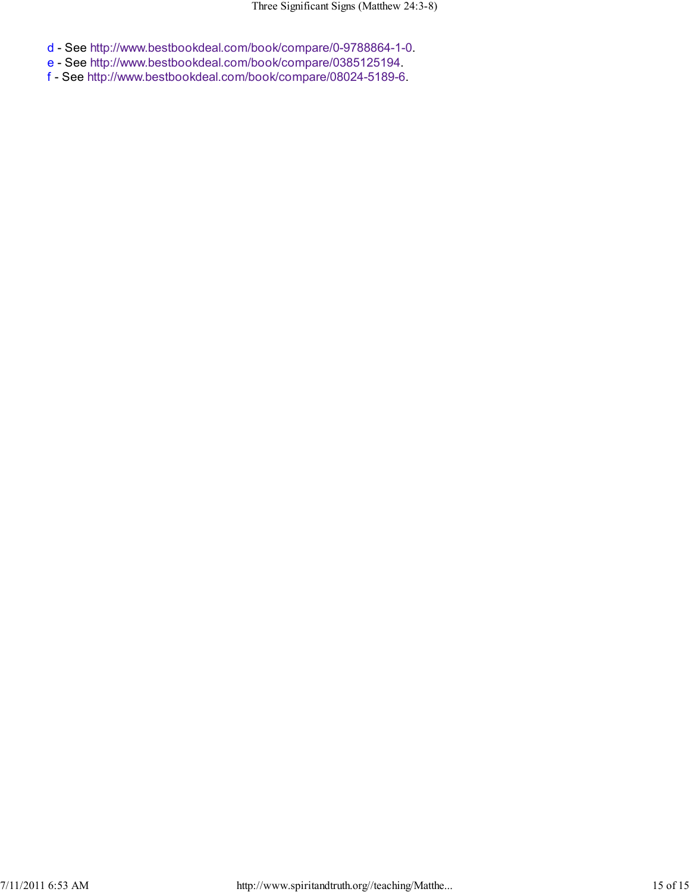d - See http://www.bestbookdeal.com/book/compare/0-9788864-1-0.

e - See http://www.bestbookdeal.com/book/compare/0385125194.

f - See http://www.bestbookdeal.com/book/compare/08024-5189-6.